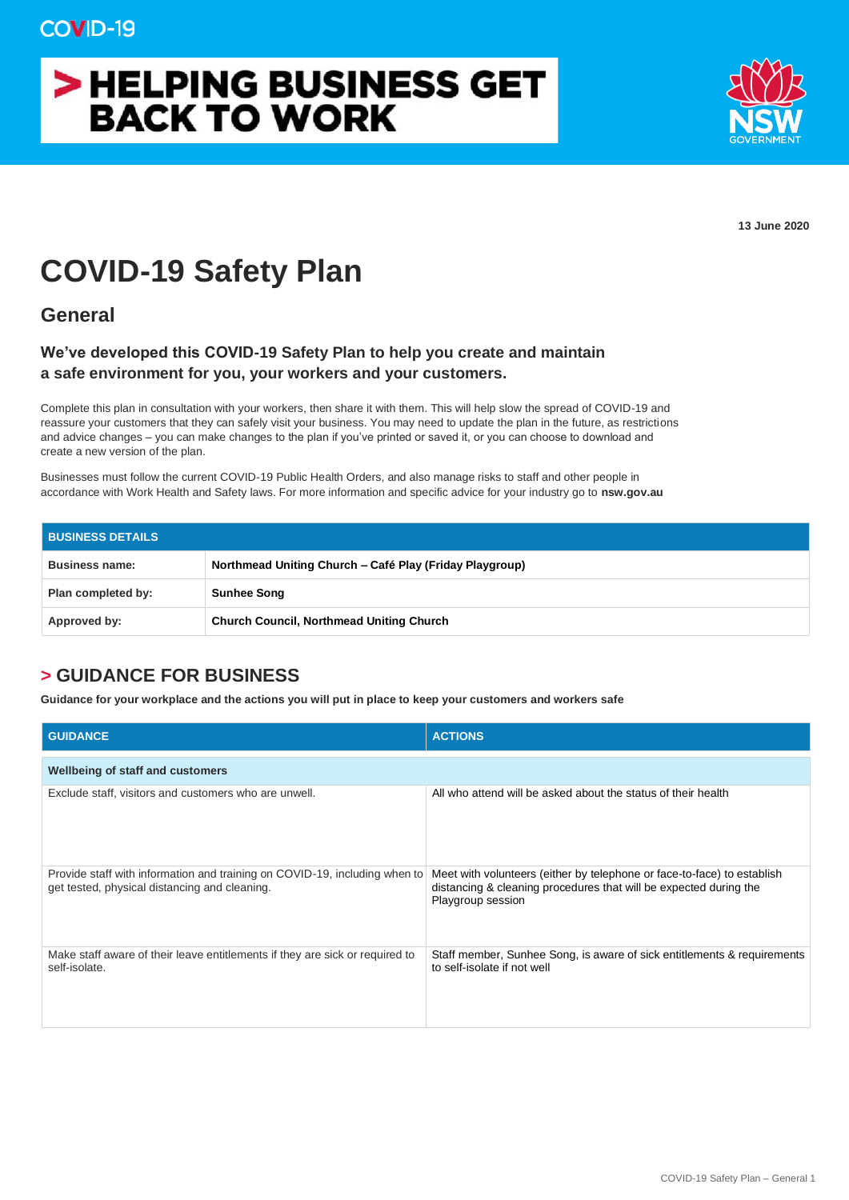COVID-19

# > HELPING BUSINESS GET BACK TO WORK

NSW GOVERNMENT

**13 June 2020**

# COVID-19 Safety Plan

## General

### We've developed this COVID-19 Safety Plan to help you create and maintain a safe environment for you, your workers and your customers.

Complete this plan in consultation with your workers, then share it with them. This will help slow the spread of COVID-19 and reassure your customers that they can safely visit your business. You may need to update the plan in the future, as restrictions and advice changes – you can make changes to the plan if you've printed or saved it, or you can choose to download and create a new version of the plan.

Businesses must follow the current COVID-19 Public Health Orders, and also manage risks to staff and other people in accordance with Work Health and Safety laws. For more information and specific advice for your industry go to **nsw.gov.au**

| BUSINESS DETAILS | |
|---|---|
| **Business name:** | **Northmead Uniting Church – Café Play (Friday Playgroup)** |
| **Plan completed by:** | **Sunhee Song** |
| **Approved by:** | **Church Council, Northmead Uniting Church** |

## > GUIDANCE FOR BUSINESS

**Guidance for your workplace and the actions you will put in place to keep your customers and workers safe**

| GUIDANCE | ACTIONS |
|---|---|
| **Wellbeing of staff and customers** | |
| Exclude staff, visitors and customers who are unwell. | All who attend will be asked about the status of their health |
| Provide staff with information and training on COVID-19, including when to get tested, physical distancing and cleaning. | Meet with volunteers (either by telephone or face-to-face) to establish distancing & cleaning procedures that will be expected during the Playgroup session |
| Make staff aware of their leave entitlements if they are sick or required to self-isolate. | Staff member, Sunhee Song, is aware of sick entitlements & requirements to self-isolate if not well |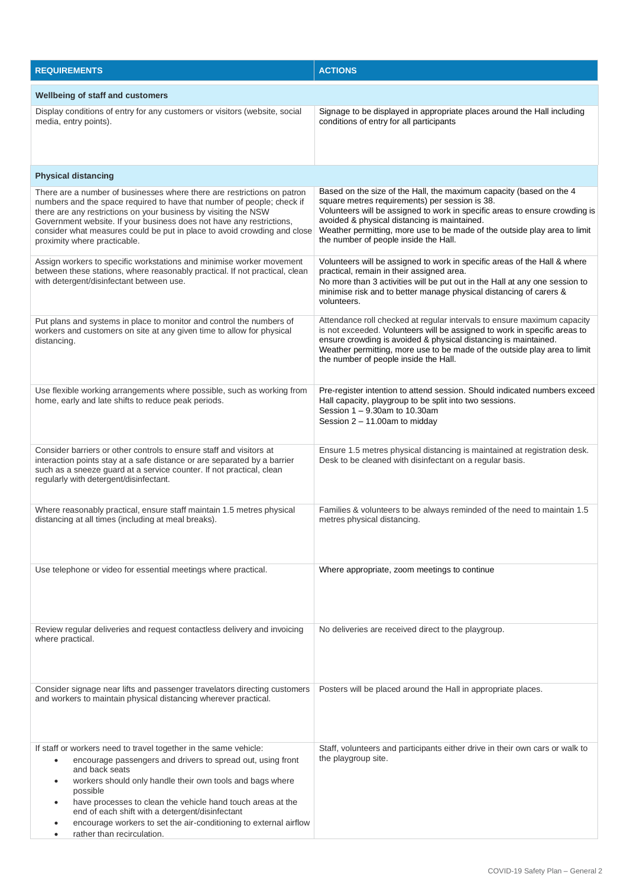| REQUIREMENTS | ACTIONS |
|---|---|
| **Wellbeing of staff and customers** | |
| Display conditions of entry for any customers or visitors (website, social media, entry points). | Signage to be displayed in appropriate places around the Hall including conditions of entry for all participants |
| **Physical distancing** | |
| There are a number of businesses where there are restrictions on patron numbers and the space required to have that number of people; check if there are any restrictions on your business by visiting the NSW Government website. If your business does not have any restrictions, consider what measures could be put in place to avoid crowding and close proximity where practicable. | Based on the size of the Hall, the maximum capacity (based on the 4 square metres requirements) per session is 38.<br>Volunteers will be assigned to work in specific areas to ensure crowding is avoided & physical distancing is maintained.<br>Weather permitting, more use to be made of the outside play area to limit the number of people inside the Hall. |
| Assign workers to specific workstations and minimise worker movement between these stations, where reasonably practical. If not practical, clean with detergent/disinfectant between use. | Volunteers will be assigned to work in specific areas of the Hall & where practical, remain in their assigned area.<br>No more than 3 activities will be put out in the Hall at any one session to minimise risk and to better manage physical distancing of carers & volunteers. |
| Put plans and systems in place to monitor and control the numbers of workers and customers on site at any given time to allow for physical distancing. | Attendance roll checked at regular intervals to ensure maximum capacity is not exceeded. Volunteers will be assigned to work in specific areas to ensure crowding is avoided & physical distancing is maintained.<br>Weather permitting, more use to be made of the outside play area to limit the number of people inside the Hall. |
| Use flexible working arrangements where possible, such as working from home, early and late shifts to reduce peak periods. | Pre-register intention to attend session. Should indicated numbers exceed Hall capacity, playgroup to be split into two sessions.<br>Session 1 – 9.30am to 10.30am<br>Session 2 – 11.00am to midday |
| Consider barriers or other controls to ensure staff and visitors at interaction points stay at a safe distance or are separated by a barrier such as a sneeze guard at a service counter. If not practical, clean regularly with detergent/disinfectant. | Ensure 1.5 metres physical distancing is maintained at registration desk. Desk to be cleaned with disinfectant on a regular basis. |
| Where reasonably practical, ensure staff maintain 1.5 metres physical distancing at all times (including at meal breaks). | Families & volunteers to be always reminded of the need to maintain 1.5 metres physical distancing. |
| Use telephone or video for essential meetings where practical. | Where appropriate, zoom meetings to continue |
| Review regular deliveries and request contactless delivery and invoicing where practical. | No deliveries are received direct to the playgroup. |
| Consider signage near lifts and passenger travelators directing customers and workers to maintain physical distancing wherever practical. | Posters will be placed around the Hall in appropriate places. |
| If staff or workers need to travel together in the same vehicle:<br>• encourage passengers and drivers to spread out, using front and back seats<br>• workers should only handle their own tools and bags where possible<br>• have processes to clean the vehicle hand touch areas at the end of each shift with a detergent/disinfectant<br>• encourage workers to set the air-conditioning to external airflow<br>• rather than recirculation. | Staff, volunteers and participants either drive in their own cars or walk to the playgroup site. |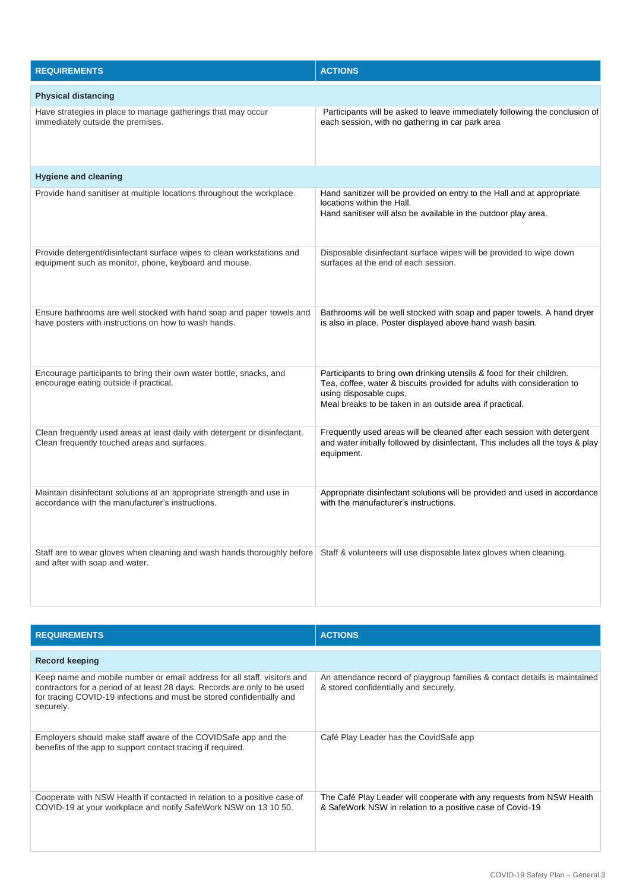| REQUIREMENTS | ACTIONS |
|---|---|
| **Physical distancing** | |
| Have strategies in place to manage gatherings that may occur immediately outside the premises. | Participants will be asked to leave immediately following the conclusion of each session, with no gathering in car park area |
| **Hygiene and cleaning** | |
| Provide hand sanitiser at multiple locations throughout the workplace. | Hand sanitizer will be provided on entry to the Hall and at appropriate locations within the Hall.<br>Hand sanitiser will also be available in the outdoor play area. |
| Provide detergent/disinfectant surface wipes to clean workstations and equipment such as monitor, phone, keyboard and mouse. | Disposable disinfectant surface wipes will be provided to wipe down surfaces at the end of each session. |
| Ensure bathrooms are well stocked with hand soap and paper towels and have posters with instructions on how to wash hands. | Bathrooms will be well stocked with soap and paper towels. A hand dryer is also in place. Poster displayed above hand wash basin. |
| Encourage participants to bring their own water bottle, snacks, and encourage eating outside if practical. | Participants to bring own drinking utensils & food for their children.<br>Tea, coffee, water & biscuits provided for adults with consideration to using disposable cups.<br>Meal breaks to be taken in an outside area if practical. |
| Clean frequently used areas at least daily with detergent or disinfectant. Clean frequently touched areas and surfaces. | Frequently used areas will be cleaned after each session with detergent and water initially followed by disinfectant. This includes all the toys & play equipment. |
| Maintain disinfectant solutions at an appropriate strength and use in accordance with the manufacturer's instructions. | Appropriate disinfectant solutions will be provided and used in accordance with the manufacturer's instructions. |
| Staff are to wear gloves when cleaning and wash hands thoroughly before and after with soap and water. | Staff & volunteers will use disposable latex gloves when cleaning. |

| REQUIREMENTS | ACTIONS |
|---|---|
| **Record keeping** | |
| Keep name and mobile number or email address for all staff, visitors and contractors for a period of at least 28 days. Records are only to be used for tracing COVID-19 infections and must be stored confidentially and securely. | An attendance record of playgroup families & contact details is maintained & stored confidentially and securely. |
| Employers should make staff aware of the COVIDSafe app and the benefits of the app to support contact tracing if required. | Café Play Leader has the CovidSafe app |
| Cooperate with NSW Health if contacted in relation to a positive case of COVID-19 at your workplace and notify SafeWork NSW on 13 10 50. | The Café Play Leader will cooperate with any requests from NSW Health & SafeWork NSW in relation to a positive case of Covid-19 |